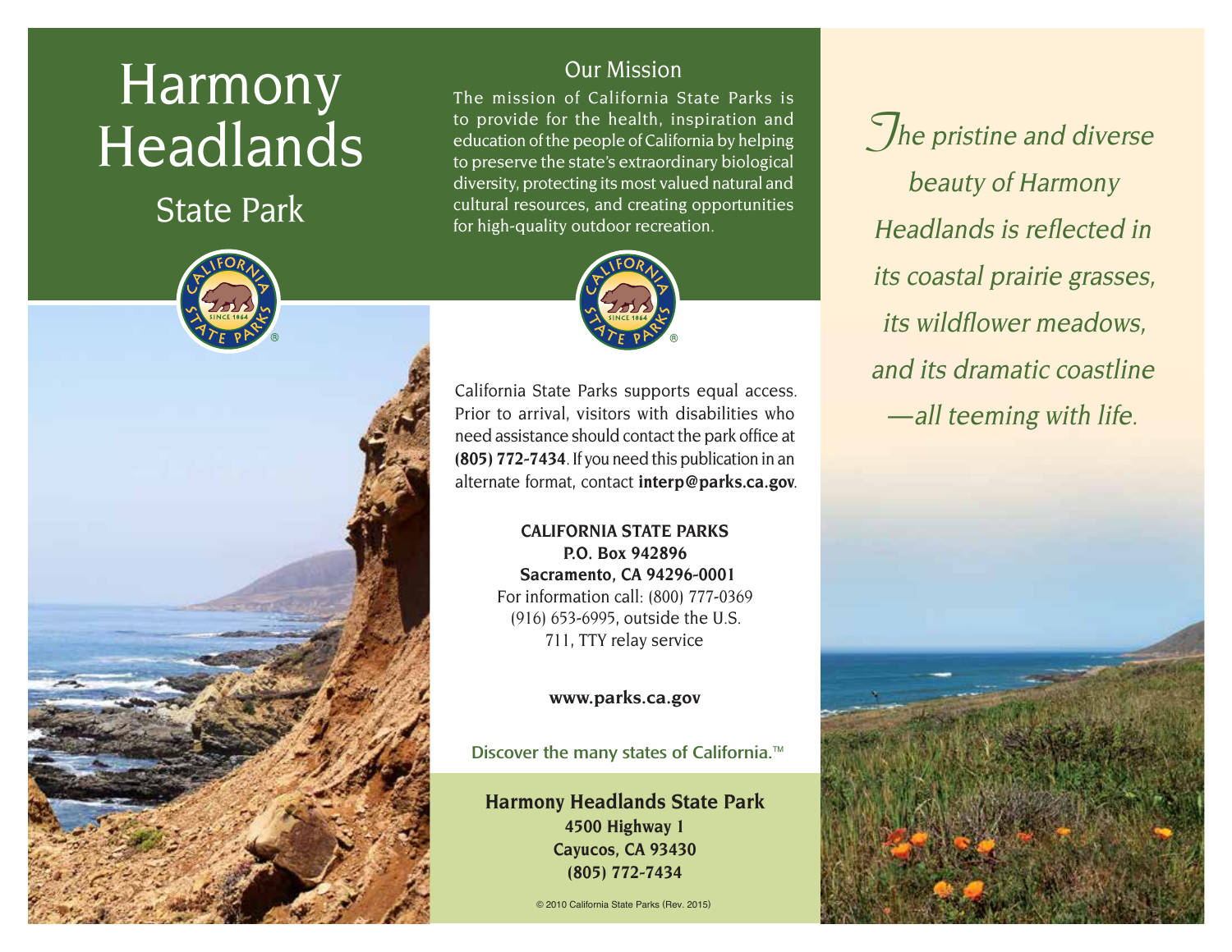# Harmony Headlands

## State Park

## Our Mission

The mission of California State Parks is to provide for the health, inspiration and education of the people of California by helping to preserve the state's extraordinary biological diversity, protecting its most valued natural and cultural resources, and creating opportunities for high-quality outdoor recreation.

California State Parks supports equal access. Prior to arrival, visitors with disabilities who need assistance should contact the park office at **(805) 772-7434**. If you need this publication in an alternate format, contact **interp@parks.ca.gov**.

**CALIFORNIA STATE PARKS**
**P.O. Box 942896**
**Sacramento, CA 94296-0001**
For information call: (800) 777-0369
(916) 653-6995, outside the U.S.
711, TTY relay service

**www.parks.ca.gov**

Discover the many states of California.™

**Harmony Headlands State Park**
**4500 Highway 1**
**Cayucos, CA 93430**
**(805) 772-7434**

© 2010 California State Parks (Rev. 2015)

*The pristine and diverse beauty of Harmony Headlands is reflected in its coastal prairie grasses, its wildflower meadows, and its dramatic coastline —all teeming with life.*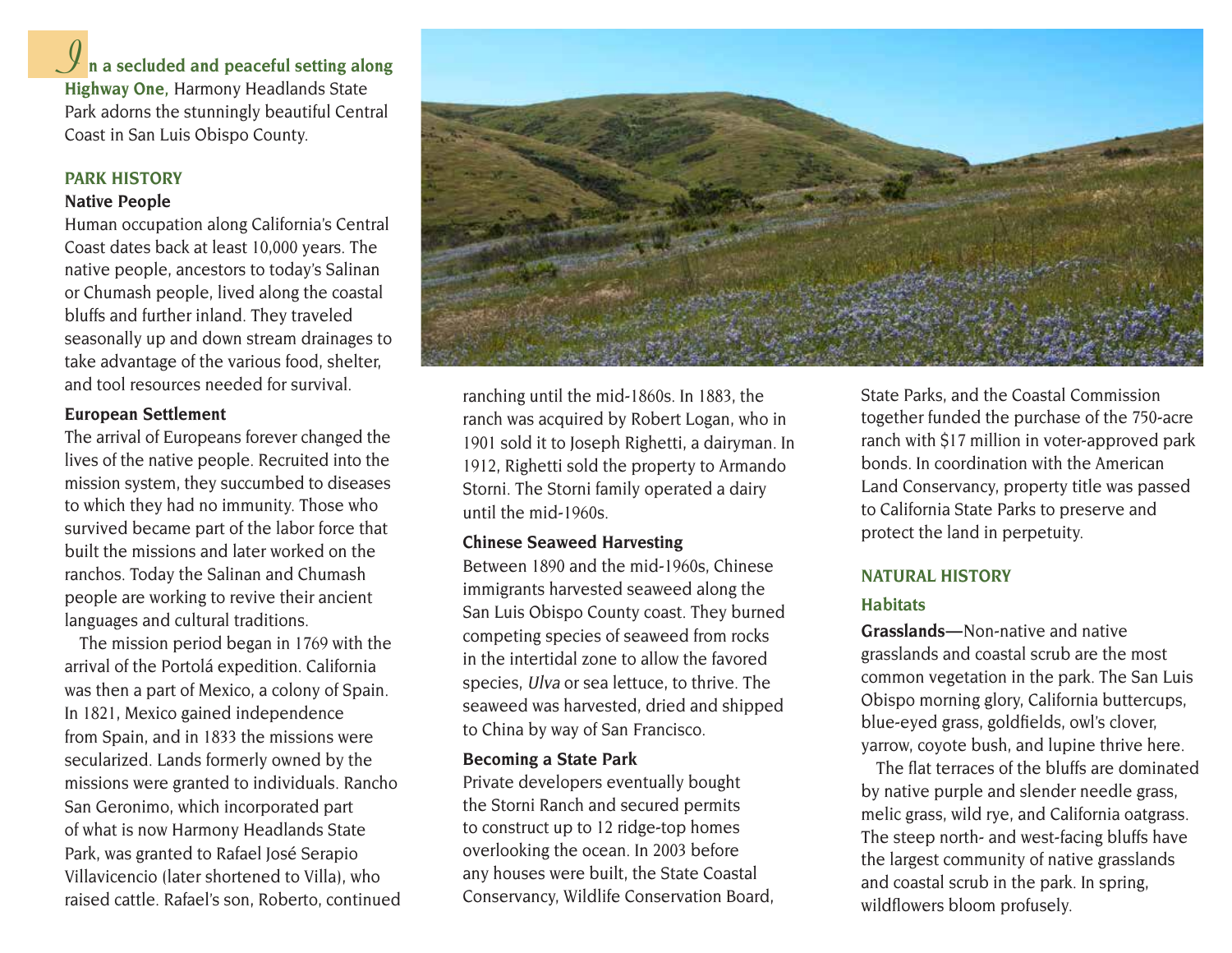**In a secluded and peaceful setting along Highway One,** Harmony Headlands State Park adorns the stunningly beautiful Central Coast in San Luis Obispo County.

## PARK HISTORY

### Native People

Human occupation along California's Central Coast dates back at least 10,000 years. The native people, ancestors to today's Salinan or Chumash people, lived along the coastal bluffs and further inland. They traveled seasonally up and down stream drainages to take advantage of the various food, shelter, and tool resources needed for survival.

### European Settlement

The arrival of Europeans forever changed the lives of the native people. Recruited into the mission system, they succumbed to diseases to which they had no immunity. Those who survived became part of the labor force that built the missions and later worked on the ranchos. Today the Salinan and Chumash people are working to revive their ancient languages and cultural traditions.

The mission period began in 1769 with the arrival of the Portolá expedition. California was then a part of Mexico, a colony of Spain. In 1821, Mexico gained independence from Spain, and in 1833 the missions were secularized. Lands formerly owned by the missions were granted to individuals. Rancho San Geronimo, which incorporated part of what is now Harmony Headlands State Park, was granted to Rafael José Serapio Villavicencio (later shortened to Villa), who raised cattle. Rafael's son, Roberto, continued ranching until the mid-1860s. In 1883, the ranch was acquired by Robert Logan, who in 1901 sold it to Joseph Righetti, a dairyman. In 1912, Righetti sold the property to Armando Storni. The Storni family operated a dairy until the mid-1960s.

### Chinese Seaweed Harvesting

Between 1890 and the mid-1960s, Chinese immigrants harvested seaweed along the San Luis Obispo County coast. They burned competing species of seaweed from rocks in the intertidal zone to allow the favored species, *Ulva* or sea lettuce, to thrive. The seaweed was harvested, dried and shipped to China by way of San Francisco.

### Becoming a State Park

Private developers eventually bought the Storni Ranch and secured permits to construct up to 12 ridge-top homes overlooking the ocean. In 2003 before any houses were built, the State Coastal Conservancy, Wildlife Conservation Board, State Parks, and the Coastal Commission together funded the purchase of the 750-acre ranch with $17 million in voter-approved park bonds. In coordination with the American Land Conservancy, property title was passed to California State Parks to preserve and protect the land in perpetuity.

## NATURAL HISTORY

### Habitats

**Grasslands—**Non-native and native grasslands and coastal scrub are the most common vegetation in the park. The San Luis Obispo morning glory, California buttercups, blue-eyed grass, goldfields, owl's clover, yarrow, coyote bush, and lupine thrive here.

The flat terraces of the bluffs are dominated by native purple and slender needle grass, melic grass, wild rye, and California oatgrass. The steep north- and west-facing bluffs have the largest community of native grasslands and coastal scrub in the park. In spring, wildflowers bloom profusely.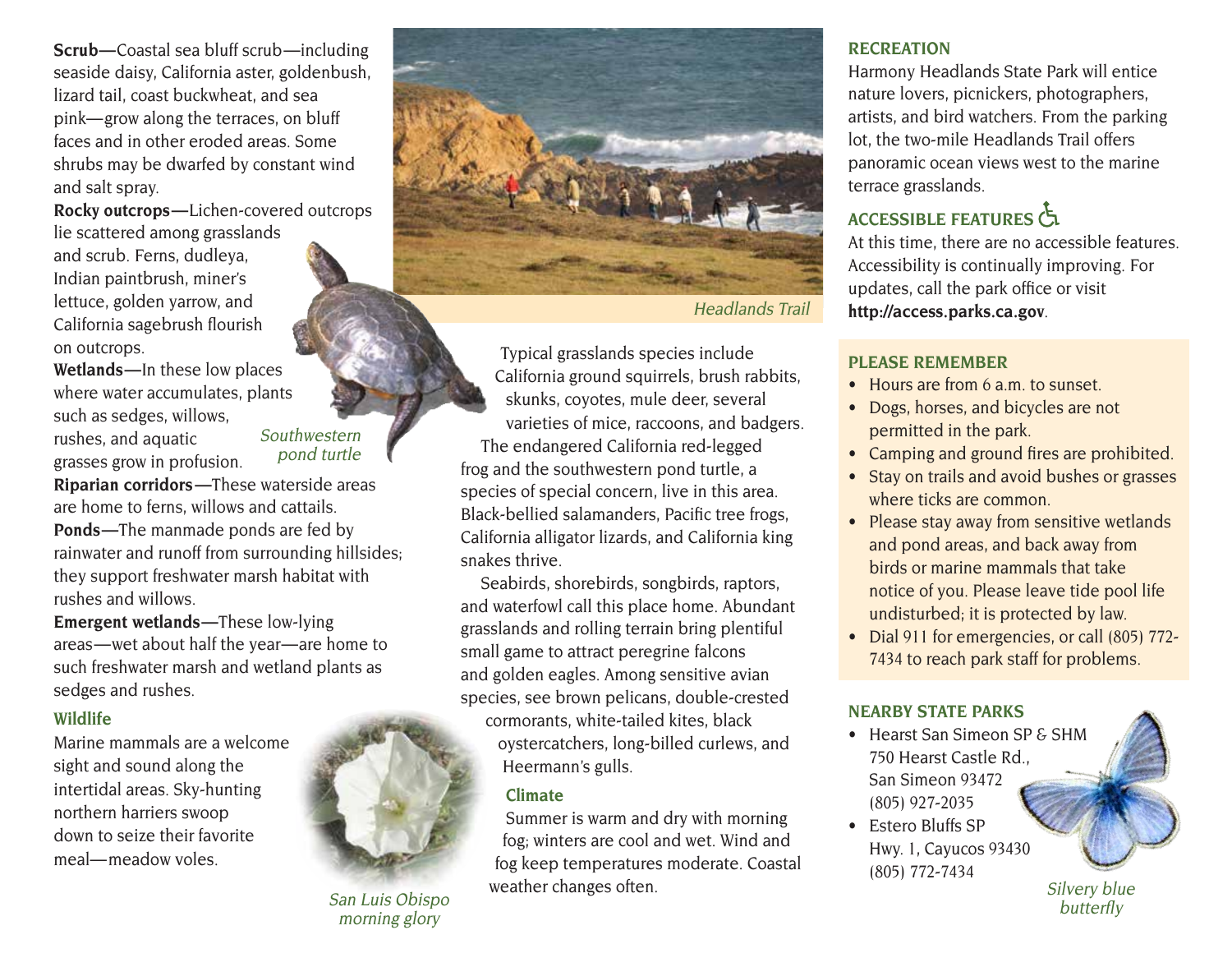**Scrub—**Coastal sea bluff scrub—including seaside daisy, California aster, goldenbush, lizard tail, coast buckwheat, and sea pink—grow along the terraces, on bluff faces and in other eroded areas. Some shrubs may be dwarfed by constant wind and salt spray.

**Rocky outcrops—**Lichen-covered outcrops lie scattered among grasslands and scrub. Ferns, dudleya, Indian paintbrush, miner's lettuce, golden yarrow, and California sagebrush flourish on outcrops.

**Wetlands—**In these low places where water accumulates, plants such as sedges, willows, rushes, and aquatic grasses grow in profusion.

*Southwestern pond turtle*

**Riparian corridors—**These waterside areas are home to ferns, willows and cattails.

**Ponds—**The manmade ponds are fed by rainwater and runoff from surrounding hillsides; they support freshwater marsh habitat with rushes and willows.

**Emergent wetlands—**These low-lying areas—wet about half the year—are home to such freshwater marsh and wetland plants as sedges and rushes.

### Wildlife

Marine mammals are a welcome sight and sound along the intertidal areas. Sky-hunting northern harriers swoop down to seize their favorite meal—meadow voles.

*San Luis Obispo morning glory*

*Headlands Trail*

Typical grasslands species include California ground squirrels, brush rabbits, skunks, coyotes, mule deer, several varieties of mice, raccoons, and badgers.

The endangered California red-legged frog and the southwestern pond turtle, a species of special concern, live in this area. Black-bellied salamanders, Pacific tree frogs, California alligator lizards, and California king snakes thrive.

Seabirds, shorebirds, songbirds, raptors, and waterfowl call this place home. Abundant grasslands and rolling terrain bring plentiful small game to attract peregrine falcons and golden eagles. Among sensitive avian species, see brown pelicans, double-crested cormorants, white-tailed kites, black oystercatchers, long-billed curlews, and Heermann's gulls.

### Climate

Summer is warm and dry with morning fog; winters are cool and wet. Wind and fog keep temperatures moderate. Coastal weather changes often.

## RECREATION

Harmony Headlands State Park will entice nature lovers, picnickers, photographers, artists, and bird watchers. From the parking lot, the two-mile Headlands Trail offers panoramic ocean views west to the marine terrace grasslands.

## ACCESSIBLE FEATURES ♿

At this time, there are no accessible features. Accessibility is continually improving. For updates, call the park office or visit **http://access.parks.ca.gov**.

## PLEASE REMEMBER

- Hours are from 6 a.m. to sunset.
- Dogs, horses, and bicycles are not permitted in the park.
- Camping and ground fires are prohibited.
- Stay on trails and avoid bushes or grasses where ticks are common.
- Please stay away from sensitive wetlands and pond areas, and back away from birds or marine mammals that take notice of you. Please leave tide pool life undisturbed; it is protected by law.
- Dial 911 for emergencies, or call (805) 772-7434 to reach park staff for problems.

## NEARBY STATE PARKS

- Hearst San Simeon SP & SHM
  750 Hearst Castle Rd.,
  San Simeon 93472
  (805) 927-2035
- Estero Bluffs SP
  Hwy. 1, Cayucos 93430
  (805) 772-7434

*Silvery blue butterfly*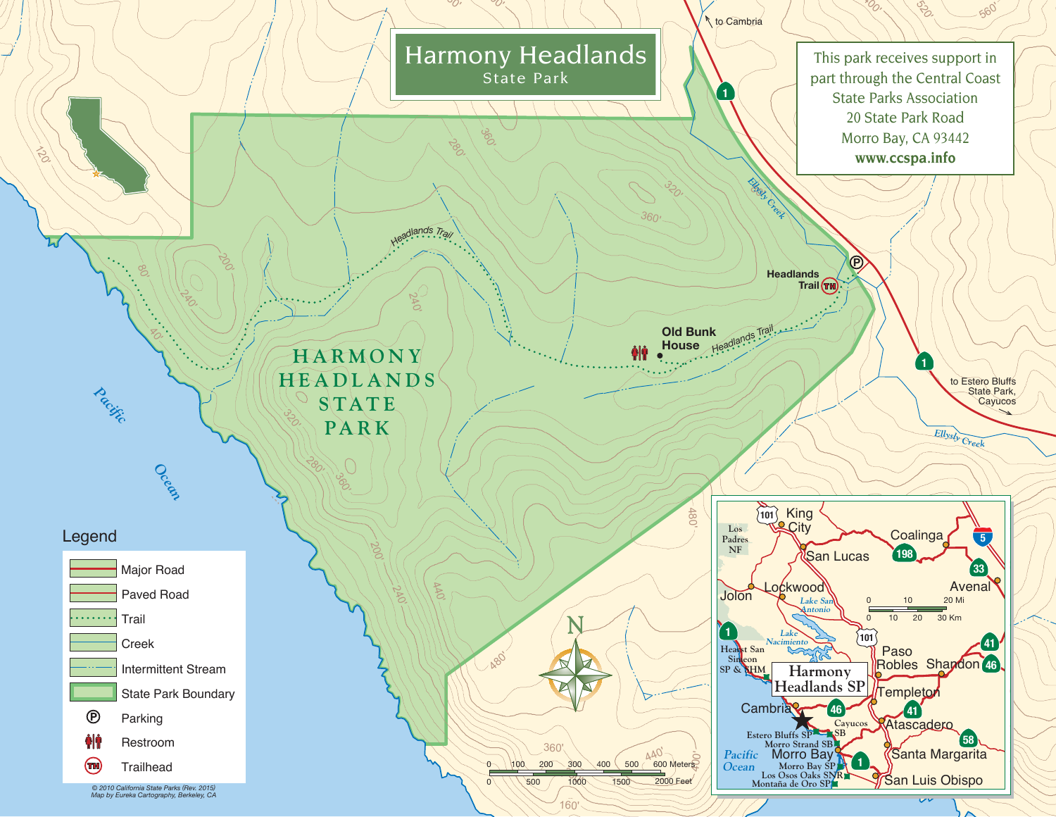# Harmony Headlands State Park

This park receives support in part through the Central Coast State Parks Association
20 State Park Road
Morro Bay, CA 93442
**www.ccspa.info**

HARMONY HEADLANDS STATE PARK

Pacific Ocean

Headlands Trail

Old Bunk House

Headlands Trail

Ellysly Creek

to Cambria

to Estero Bluffs State Park, Cayucos

## Legend

- Major Road
- Paved Road
- Trail
- Creek
- Intermittent Stream
- State Park Boundary
- Parking
- Restroom
- Trailhead

0 100 200 300 400 500 600 Meters
0 500 1000 1500 2000 Feet

King City, San Lucas, Coalinga, Los Padres NF, Lockwood, Jolon, Avenal, Lake San Antonio, Lake Nacimiento, Hearst San Simeon SP & SHM, Paso Robles, Shandon, Templeton, Cambria, Atascadero, Cayucos SB, Estero Bluffs SP, Morro Strand SB, Morro Bay, Morro Bay SP, Los Osos Oaks SNR, Montaña de Oro SP, Santa Margarita, San Luis Obispo, Pacific Ocean

Harmony Headlands SP

0 10 20 Mi
0 10 20 30 Km

© 2010 California State Parks (Rev. 2015)
Map by Eureka Cartography, Berkeley, CA